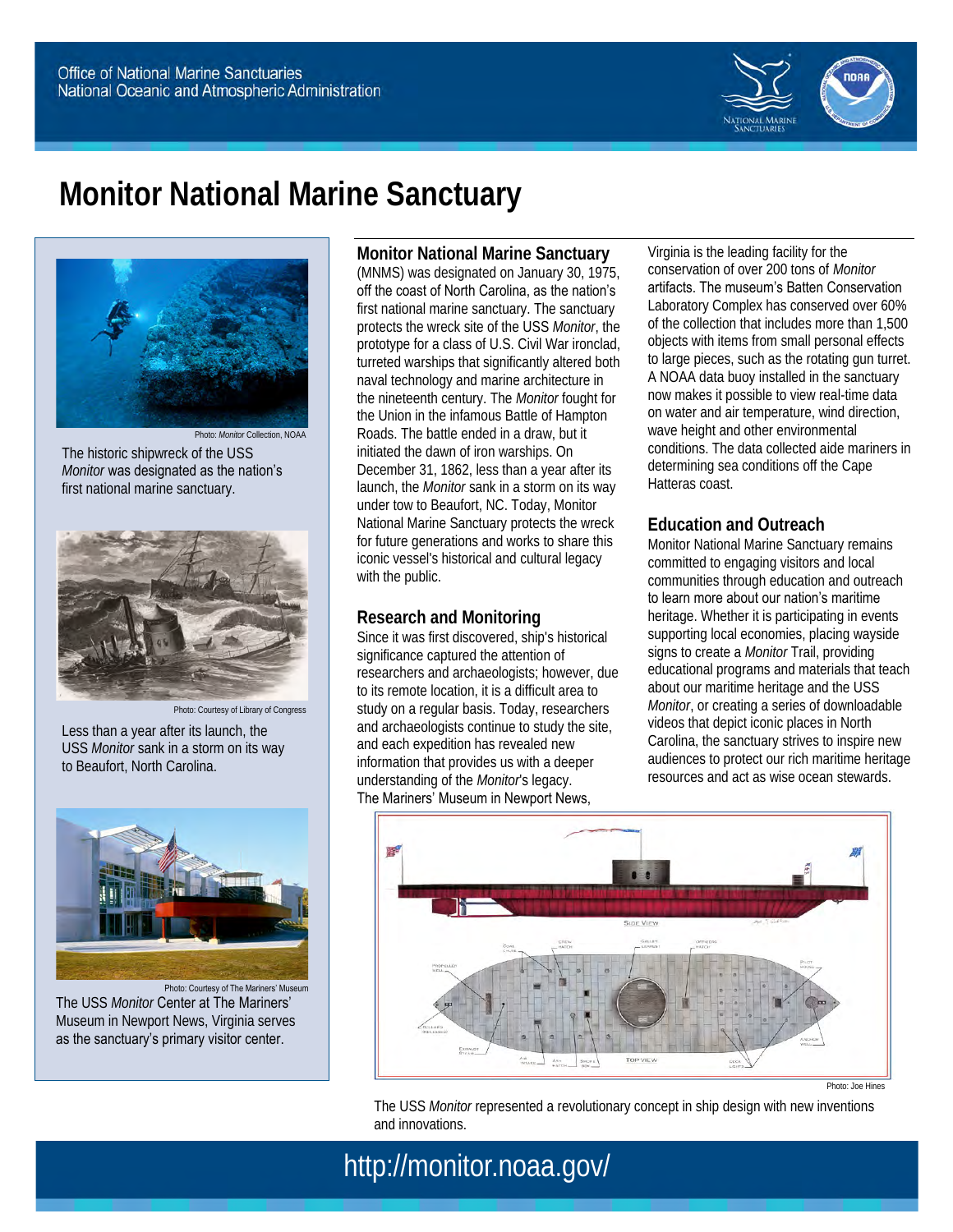Office of National Marine Sanctuaries
National Oceanic and Atmospheric Administration

# Monitor National Marine Sanctuary

Photo: *Monitor* Collection, NOAA

The historic shipwreck of the USS *Monitor* was designated as the nation's first national marine sanctuary.

Photo: Courtesy of Library of Congress

Less than a year after its launch, the USS *Monitor* sank in a storm on its way to Beaufort, North Carolina.

Photo: Courtesy of The Mariners' Museum

The USS *Monitor* Center at The Mariners' Museum in Newport News, Virginia serves as the sanctuary's primary visitor center.

**Monitor National Marine Sanctuary** (MNMS) was designated on January 30, 1975, off the coast of North Carolina, as the nation's first national marine sanctuary. The sanctuary protects the wreck site of the USS *Monitor*, the prototype for a class of U.S. Civil War ironclad, turreted warships that significantly altered both naval technology and marine architecture in the nineteenth century. The *Monitor* fought for the Union in the infamous Battle of Hampton Roads. The battle ended in a draw, but it initiated the dawn of iron warships. On December 31, 1862, less than a year after its launch, the *Monitor* sank in a storm on its way under tow to Beaufort, NC. Today, Monitor National Marine Sanctuary protects the wreck for future generations and works to share this iconic vessel's historical and cultural legacy with the public.

## Research and Monitoring

Since it was first discovered, ship's historical significance captured the attention of researchers and archaeologists; however, due to its remote location, it is a difficult area to study on a regular basis. Today, researchers and archaeologists continue to study the site, and each expedition has revealed new information that provides us with a deeper understanding of the *Monitor*'s legacy. The Mariners' Museum in Newport News, Virginia is the leading facility for the conservation of over 200 tons of *Monitor* artifacts. The museum's Batten Conservation Laboratory Complex has conserved over 60% of the collection that includes more than 1,500 objects with items from small personal effects to large pieces, such as the rotating gun turret. A NOAA data buoy installed in the sanctuary now makes it possible to view real-time data on water and air temperature, wind direction, wave height and other environmental conditions. The data collected aide mariners in determining sea conditions off the Cape Hatteras coast.

## Education and Outreach

Monitor National Marine Sanctuary remains committed to engaging visitors and local communities through education and outreach to learn more about our nation's maritime heritage. Whether it is participating in events supporting local economies, placing wayside signs to create a *Monitor* Trail, providing educational programs and materials that teach about our maritime heritage and the USS *Monitor*, or creating a series of downloadable videos that depict iconic places in North Carolina, the sanctuary strives to inspire new audiences to protect our rich maritime heritage resources and act as wise ocean stewards.

Photo: Joe Hines

The USS *Monitor* represented a revolutionary concept in ship design with new inventions and innovations.

http://monitor.noaa.gov/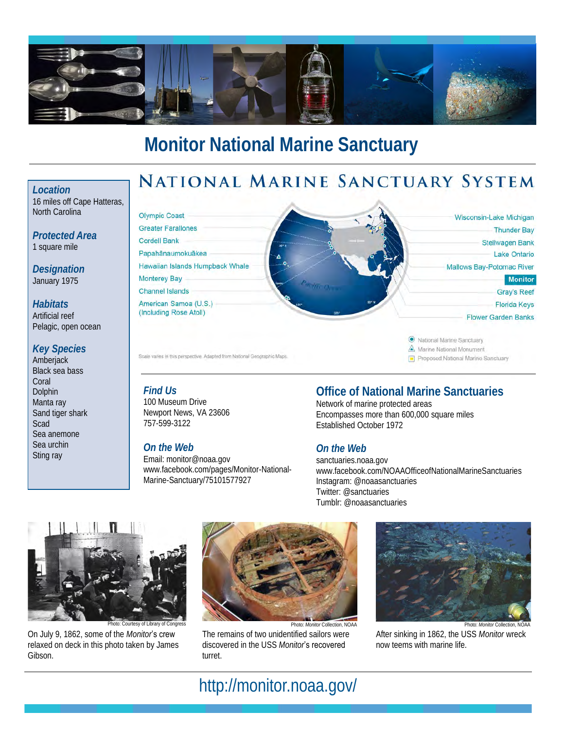# Monitor National Marine Sanctuary

### *Location*
16 miles off Cape Hatteras, North Carolina

### *Protected Area*
1 square mile

### *Designation*
January 1975

### *Habitats*
Artificial reef
Pelagic, open ocean

### *Key Species*
Amberjack
Black sea bass
Coral
Dolphin
Manta ray
Sand tiger shark
Scad
Sea anemone
Sea urchin
Sting ray

## National Marine Sanctuary System

Olympic Coast
Greater Farallones
Cordell Bank
Papahānaumokuākea
Hawaiian Islands Humpback Whale
Monterey Bay
Channel Islands
American Samoa (U.S.) (Including Rose Atoll)

Wisconsin-Lake Michigan
Thunder Bay
Stellwagen Bank
Lake Ontario
Mallows Bay-Potomac River
Monitor
Gray's Reef
Florida Keys
Flower Garden Banks

National Marine Sanctuary
Marine National Monument
Proposed National Marine Sanctuary

Scale varies in this perspective. Adapted from National Geographic Maps.

### *Find Us*
100 Museum Drive
Newport News, VA 23606
757-599-3122

### *On the Web*
Email: monitor@noaa.gov
www.facebook.com/pages/Monitor-National-Marine-Sanctuary/75101577927

## Office of National Marine Sanctuaries
Network of marine protected areas
Encompasses more than 600,000 square miles
Established October 1972

### *On the Web*
sanctuaries.noaa.gov
www.facebook.com/NOAAOfficeofNationalMarineSanctuaries
Instagram: @noaasanctuaries
Twitter: @sanctuaries
Tumblr: @noaasanctuaries

Photo: Courtesy of Library of Congress

On July 9, 1862, some of the *Monitor*'s crew relaxed on deck in this photo taken by James Gibson.

Photo: *Monitor* Collection, NOAA

The remains of two unidentified sailors were discovered in the USS *Monitor*'s recovered turret.

Photo: *Monitor* Collection, NOAA

After sinking in 1862, the USS *Monitor* wreck now teems with marine life.

http://monitor.noaa.gov/